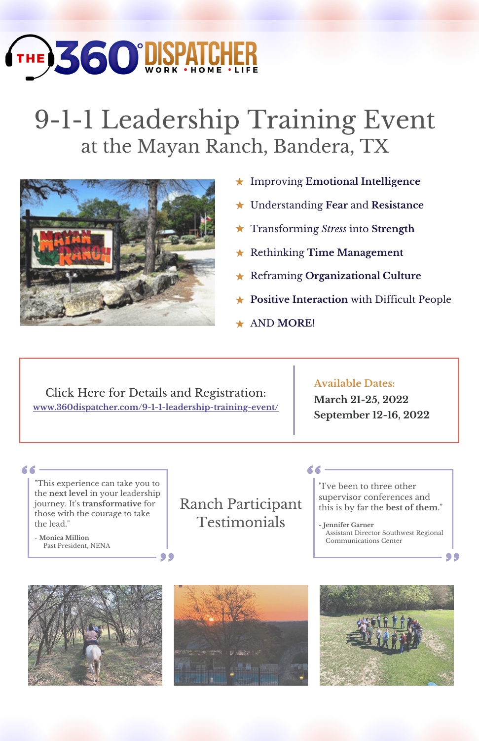THE 360° DISPATCHER
WORK • HOME • LIFE

# 9-1-1 Leadership Training Event

## at the Mayan Ranch, Bandera, TX

- Improving **Emotional Intelligence**
- Understanding **Fear** and **Resistance**
- Transforming *Stress* into **Strength**
- Rethinking **Time Management**
- Reframing **Organizational Culture**
- **Positive Interaction** with Difficult People
- AND **MORE**!

Click Here for Details and Registration:
[www.360dispatcher.com/9-1-1-leadership-training-event/](www.360dispatcher.com/9-1-1-leadership-training-event/)

**Available Dates:**
**March 21-25, 2022**
**September 12-16, 2022**

## Ranch Participant Testimonials

> "This experience can take you to the **next level** in your leadership journey. It's **transformative** for those with the courage to take the lead."
>
> \- **Monica Million**
> Past President, NENA

> "I've been to three other supervisor conferences and this is by far the **best of them**."
>
> \- **Jennifer Garner**
> Assistant Director Southwest Regional Communications Center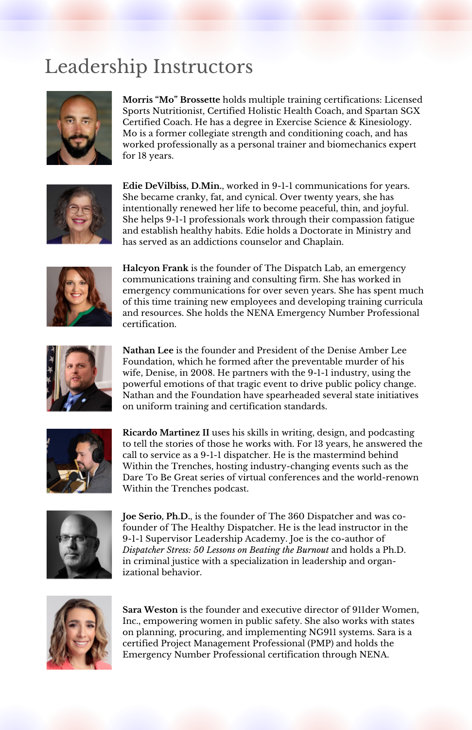# Leadership Instructors

**Morris "Mo" Brossette** holds multiple training certifications: Licensed Sports Nutritionist, Certified Holistic Health Coach, and Spartan SGX Certified Coach. He has a degree in Exercise Science & Kinesiology. Mo is a former collegiate strength and conditioning coach, and has worked professionally as a personal trainer and biomechanics expert for 18 years.

**Edie DeVilbiss, D.Min.**, worked in 9-1-1 communications for years. She became cranky, fat, and cynical. Over twenty years, she has intentionally renewed her life to become peaceful, thin, and joyful. She helps 9-1-1 professionals work through their compassion fatigue and establish healthy habits. Edie holds a Doctorate in Ministry and has served as an addictions counselor and Chaplain.

**Halcyon Frank** is the founder of The Dispatch Lab, an emergency communications training and consulting firm. She has worked in emergency communications for over seven years. She has spent much of this time training new employees and developing training curricula and resources. She holds the NENA Emergency Number Professional certification.

**Nathan Lee** is the founder and President of the Denise Amber Lee Foundation, which he formed after the preventable murder of his wife, Denise, in 2008. He partners with the 9-1-1 industry, using the powerful emotions of that tragic event to drive public policy change. Nathan and the Foundation have spearheaded several state initiatives on uniform training and certification standards.

**Ricardo Martinez II** uses his skills in writing, design, and podcasting to tell the stories of those he works with. For 13 years, he answered the call to service as a 9-1-1 dispatcher. He is the mastermind behind Within the Trenches, hosting industry-changing events such as the Dare To Be Great series of virtual conferences and the world-renown Within the Trenches podcast.

**Joe Serio, Ph.D.**, is the founder of The 360 Dispatcher and was co-founder of The Healthy Dispatcher. He is the lead instructor in the 9-1-1 Supervisor Leadership Academy. Joe is the co-author of *Dispatcher Stress: 50 Lessons on Beating the Burnout* and holds a Ph.D. in criminal justice with a specialization in leadership and organizational behavior.

**Sara Weston** is the founder and executive director of 911der Women, Inc., empowering women in public safety. She also works with states on planning, procuring, and implementing NG911 systems. Sara is a certified Project Management Professional (PMP) and holds the Emergency Number Professional certification through NENA.